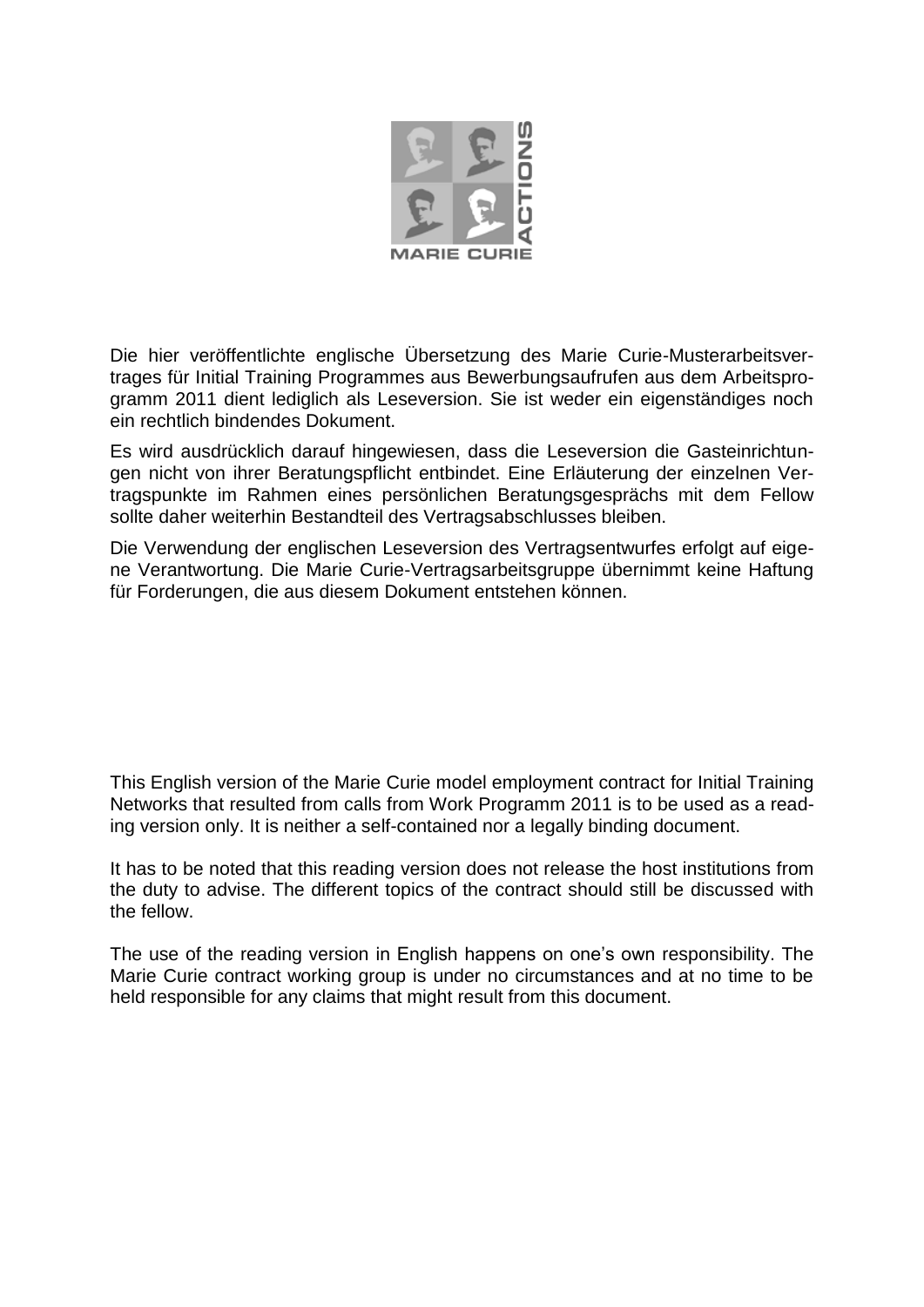MARIE CURIE ACTIONS

Die hier veröffentlichte englische Übersetzung des Marie Curie-Musterarbeitsvertrages für Initial Training Programmes aus Bewerbungsaufrufen aus dem Arbeitsprogramm 2011 dient lediglich als Leseversion. Sie ist weder ein eigenständiges noch ein rechtlich bindendes Dokument.

Es wird ausdrücklich darauf hingewiesen, dass die Leseversion die Gasteinrichtungen nicht von ihrer Beratungspflicht entbindet. Eine Erläuterung der einzelnen Vertragspunkte im Rahmen eines persönlichen Beratungsgesprächs mit dem Fellow sollte daher weiterhin Bestandteil des Vertragsabschlusses bleiben.

Die Verwendung der englischen Leseversion des Vertragsentwurfes erfolgt auf eigene Verantwortung. Die Marie Curie-Vertragsarbeitsgruppe übernimmt keine Haftung für Forderungen, die aus diesem Dokument entstehen können.

This English version of the Marie Curie model employment contract for Initial Training Networks that resulted from calls from Work Programm 2011 is to be used as a reading version only. It is neither a self-contained nor a legally binding document.

It has to be noted that this reading version does not release the host institutions from the duty to advise. The different topics of the contract should still be discussed with the fellow.

The use of the reading version in English happens on one's own responsibility. The Marie Curie contract working group is under no circumstances and at no time to be held responsible for any claims that might result from this document.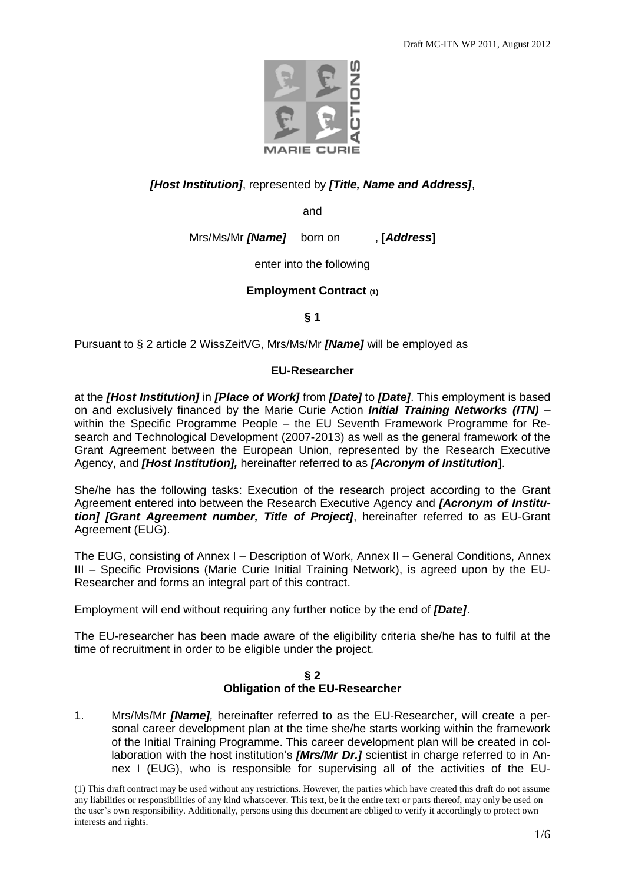*[Host Institution]*, represented by *[Title, Name and Address]*,

and

Mrs/Ms/Mr *[Name]* born on , **[*Address*]**

enter into the following

**Employment Contract (1)**

**§ 1**

Pursuant to § 2 article 2 WissZeitVG, Mrs/Ms/Mr ***[Name]*** will be employed as

**EU-Researcher**

at the ***[Host Institution]*** in ***[Place of Work]*** from ***[Date]*** to ***[Date]***. This employment is based on and exclusively financed by the Marie Curie Action ***Initial Training Networks (ITN)*** – within the Specific Programme People – the EU Seventh Framework Programme for Research and Technological Development (2007-2013) as well as the general framework of the Grant Agreement between the European Union, represented by the Research Executive Agency, and ***[Host Institution],*** hereinafter referred to as ***[Acronym of Institution*]**.

She/he has the following tasks: Execution of the research project according to the Grant Agreement entered into between the Research Executive Agency and ***[Acronym of Institution] [Grant Agreement number, Title of Project]***, hereinafter referred to as EU-Grant Agreement (EUG).

The EUG, consisting of Annex I – Description of Work, Annex II – General Conditions, Annex III – Specific Provisions (Marie Curie Initial Training Network), is agreed upon by the EU-Researcher and forms an integral part of this contract.

Employment will end without requiring any further notice by the end of ***[Date]***.

The EU-researcher has been made aware of the eligibility criteria she/he has to fulfil at the time of recruitment in order to be eligible under the project.

**§ 2**
**Obligation of the EU-Researcher**

1. Mrs/Ms/Mr ***[Name]***, hereinafter referred to as the EU-Researcher, will create a personal career development plan at the time she/he starts working within the framework of the Initial Training Programme. This career development plan will be created in collaboration with the host institution's ***[Mrs/Mr Dr.]*** scientist in charge referred to in Annex I (EUG), who is responsible for supervising all of the activities of the EU-

(1) This draft contract may be used without any restrictions. However, the parties which have created this draft do not assume any liabilities or responsibilities of any kind whatsoever. This text, be it the entire text or parts thereof, may only be used on the user's own responsibility. Additionally, persons using this document are obliged to verify it accordingly to protect own interests and rights.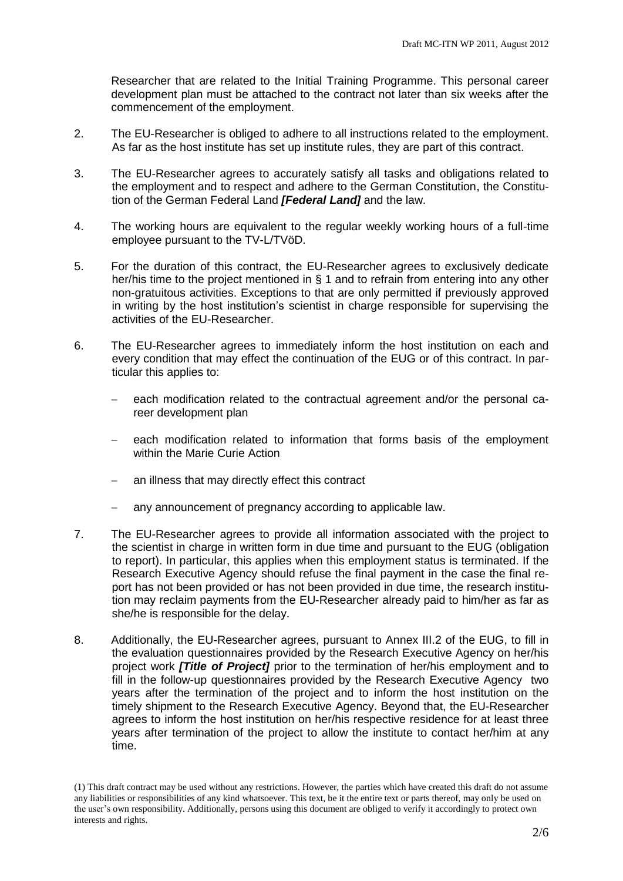Researcher that are related to the Initial Training Programme. This personal career development plan must be attached to the contract not later than six weeks after the commencement of the employment.

2. The EU-Researcher is obliged to adhere to all instructions related to the employment. As far as the host institute has set up institute rules, they are part of this contract.

3. The EU-Researcher agrees to accurately satisfy all tasks and obligations related to the employment and to respect and adhere to the German Constitution, the Constitution of the German Federal Land ***[Federal Land]*** and the law.

4. The working hours are equivalent to the regular weekly working hours of a full-time employee pursuant to the TV-L/TVöD.

5. For the duration of this contract, the EU-Researcher agrees to exclusively dedicate her/his time to the project mentioned in § 1 and to refrain from entering into any other non-gratuitous activities. Exceptions to that are only permitted if previously approved in writing by the host institution's scientist in charge responsible for supervising the activities of the EU-Researcher.

6. The EU-Researcher agrees to immediately inform the host institution on each and every condition that may effect the continuation of the EUG or of this contract. In particular this applies to:

   - each modification related to the contractual agreement and/or the personal career development plan
   - each modification related to information that forms basis of the employment within the Marie Curie Action
   - an illness that may directly effect this contract
   - any announcement of pregnancy according to applicable law.

7. The EU-Researcher agrees to provide all information associated with the project to the scientist in charge in written form in due time and pursuant to the EUG (obligation to report). In particular, this applies when this employment status is terminated. If the Research Executive Agency should refuse the final payment in the case the final report has not been provided or has not been provided in due time, the research institution may reclaim payments from the EU-Researcher already paid to him/her as far as she/he is responsible for the delay.

8. Additionally, the EU-Researcher agrees, pursuant to Annex III.2 of the EUG, to fill in the evaluation questionnaires provided by the Research Executive Agency on her/his project work ***[Title of Project]*** prior to the termination of her/his employment and to fill in the follow-up questionnaires provided by the Research Executive Agency two years after the termination of the project and to inform the host institution on the timely shipment to the Research Executive Agency. Beyond that, the EU-Researcher agrees to inform the host institution on her/his respective residence for at least three years after termination of the project to allow the institute to contact her/him at any time.

(1) This draft contract may be used without any restrictions. However, the parties which have created this draft do not assume any liabilities or responsibilities of any kind whatsoever. This text, be it the entire text or parts thereof, may only be used on the user's own responsibility. Additionally, persons using this document are obliged to verify it accordingly to protect own interests and rights.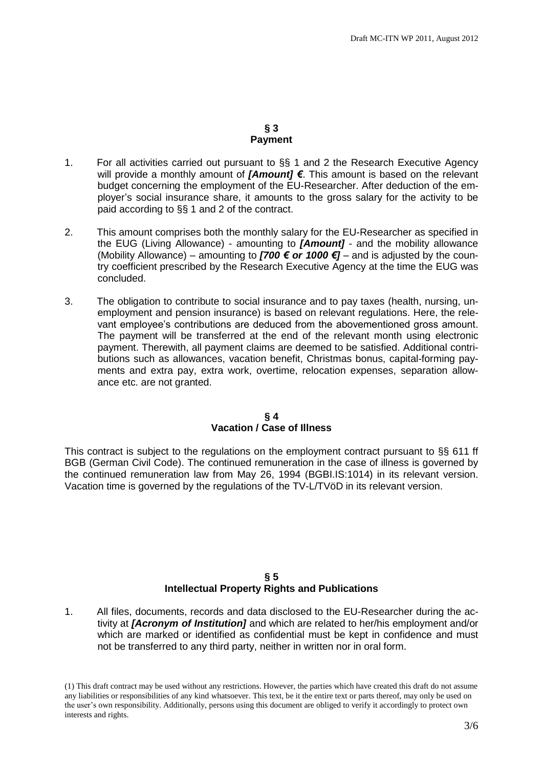## § 3
## Payment

1. For all activities carried out pursuant to §§ 1 and 2 the Research Executive Agency will provide a monthly amount of ***[Amount] €***. This amount is based on the relevant budget concerning the employment of the EU-Researcher. After deduction of the employer's social insurance share, it amounts to the gross salary for the activity to be paid according to §§ 1 and 2 of the contract.

2. This amount comprises both the monthly salary for the EU-Researcher as specified in the EUG (Living Allowance) - amounting to ***[Amount]*** - and the mobility allowance (Mobility Allowance) – amounting to ***[700 € or 1000 €]*** – and is adjusted by the country coefficient prescribed by the Research Executive Agency at the time the EUG was concluded.

3. The obligation to contribute to social insurance and to pay taxes (health, nursing, unemployment and pension insurance) is based on relevant regulations. Here, the relevant employee's contributions are deduced from the abovementioned gross amount. The payment will be transferred at the end of the relevant month using electronic payment. Therewith, all payment claims are deemed to be satisfied. Additional contributions such as allowances, vacation benefit, Christmas bonus, capital-forming payments and extra pay, extra work, overtime, relocation expenses, separation allowance etc. are not granted.

## § 4
## Vacation / Case of Illness

This contract is subject to the regulations on the employment contract pursuant to §§ 611 ff BGB (German Civil Code). The continued remuneration in the case of illness is governed by the continued remuneration law from May 26, 1994 (BGBI.IS:1014) in its relevant version. Vacation time is governed by the regulations of the TV-L/TVöD in its relevant version.

## § 5
## Intellectual Property Rights and Publications

1. All files, documents, records and data disclosed to the EU-Researcher during the activity at ***[Acronym of Institution]*** and which are related to her/his employment and/or which are marked or identified as confidential must be kept in confidence and must not be transferred to any third party, neither in written nor in oral form.

(1) This draft contract may be used without any restrictions. However, the parties which have created this draft do not assume any liabilities or responsibilities of any kind whatsoever. This text, be it the entire text or parts thereof, may only be used on the user's own responsibility. Additionally, persons using this document are obliged to verify it accordingly to protect own interests and rights.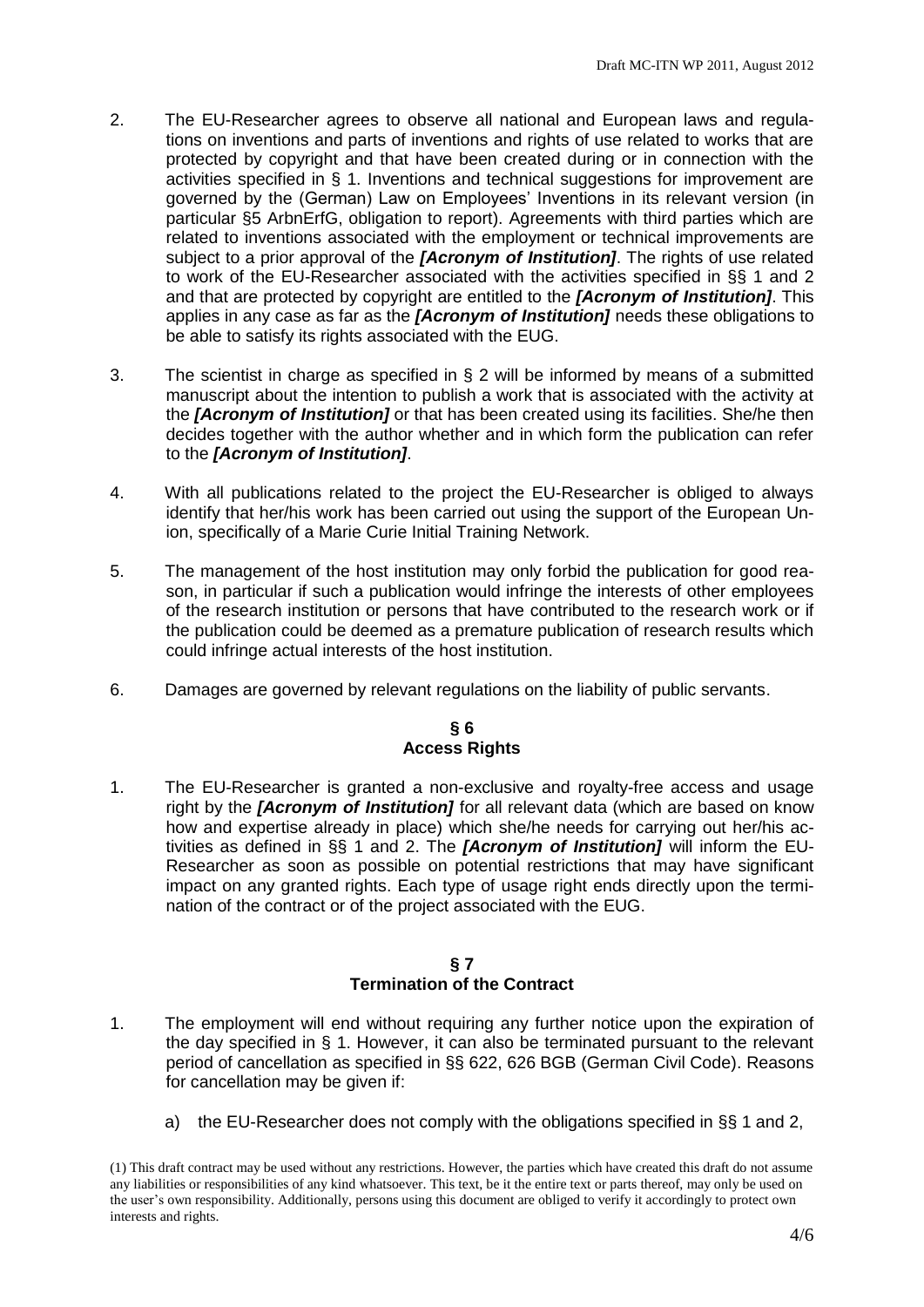2. The EU-Researcher agrees to observe all national and European laws and regulations on inventions and parts of inventions and rights of use related to works that are protected by copyright and that have been created during or in connection with the activities specified in § 1. Inventions and technical suggestions for improvement are governed by the (German) Law on Employees' Inventions in its relevant version (in particular §5 ArbnErfG, obligation to report). Agreements with third parties which are related to inventions associated with the employment or technical improvements are subject to a prior approval of the ***[Acronym of Institution]***. The rights of use related to work of the EU-Researcher associated with the activities specified in §§ 1 and 2 and that are protected by copyright are entitled to the ***[Acronym of Institution]***. This applies in any case as far as the ***[Acronym of Institution]*** needs these obligations to be able to satisfy its rights associated with the EUG.

3. The scientist in charge as specified in § 2 will be informed by means of a submitted manuscript about the intention to publish a work that is associated with the activity at the ***[Acronym of Institution]*** or that has been created using its facilities. She/he then decides together with the author whether and in which form the publication can refer to the ***[Acronym of Institution]***.

4. With all publications related to the project the EU-Researcher is obliged to always identify that her/his work has been carried out using the support of the European Union, specifically of a Marie Curie Initial Training Network.

5. The management of the host institution may only forbid the publication for good reason, in particular if such a publication would infringe the interests of other employees of the research institution or persons that have contributed to the research work or if the publication could be deemed as a premature publication of research results which could infringe actual interests of the host institution.

6. Damages are governed by relevant regulations on the liability of public servants.

## § 6
## Access Rights

1. The EU-Researcher is granted a non-exclusive and royalty-free access and usage right by the ***[Acronym of Institution]*** for all relevant data (which are based on know how and expertise already in place) which she/he needs for carrying out her/his activities as defined in §§ 1 and 2. The ***[Acronym of Institution]*** will inform the EU-Researcher as soon as possible on potential restrictions that may have significant impact on any granted rights. Each type of usage right ends directly upon the termination of the contract or of the project associated with the EUG.

## § 7
## Termination of the Contract

1. The employment will end without requiring any further notice upon the expiration of the day specified in § 1. However, it can also be terminated pursuant to the relevant period of cancellation as specified in §§ 622, 626 BGB (German Civil Code). Reasons for cancellation may be given if:

   a) the EU-Researcher does not comply with the obligations specified in §§ 1 and 2,

(1) This draft contract may be used without any restrictions. However, the parties which have created this draft do not assume any liabilities or responsibilities of any kind whatsoever. This text, be it the entire text or parts thereof, may only be used on the user's own responsibility. Additionally, persons using this document are obliged to verify it accordingly to protect own interests and rights.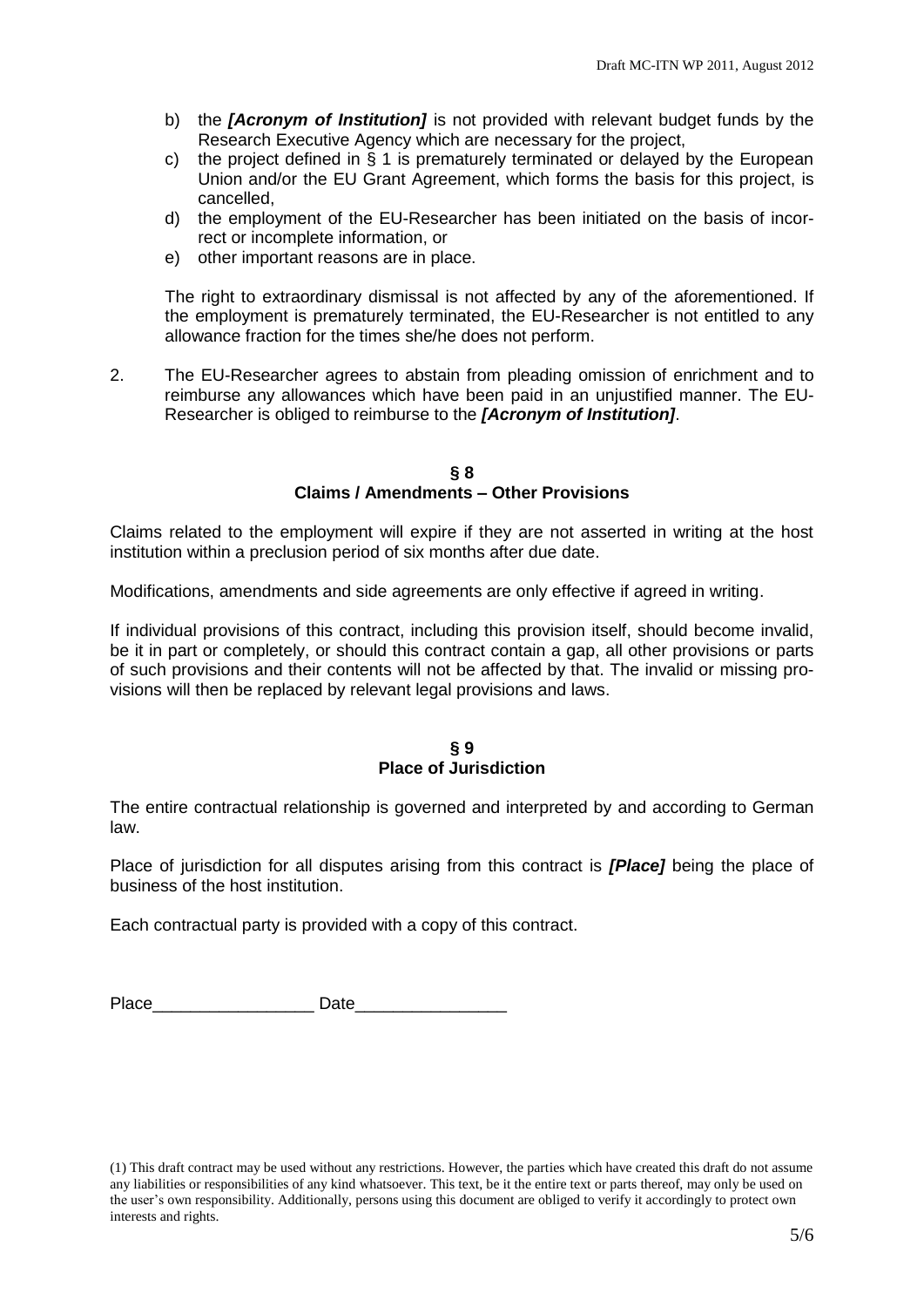b) the ***[Acronym of Institution]*** is not provided with relevant budget funds by the Research Executive Agency which are necessary for the project,
c) the project defined in § 1 is prematurely terminated or delayed by the European Union and/or the EU Grant Agreement, which forms the basis for this project, is cancelled,
d) the employment of the EU-Researcher has been initiated on the basis of incorrect or incomplete information, or
e) other important reasons are in place.

The right to extraordinary dismissal is not affected by any of the aforementioned. If the employment is prematurely terminated, the EU-Researcher is not entitled to any allowance fraction for the times she/he does not perform.

2. The EU-Researcher agrees to abstain from pleading omission of enrichment and to reimburse any allowances which have been paid in an unjustified manner. The EU-Researcher is obliged to reimburse to the ***[Acronym of Institution]***.

## § 8
## Claims / Amendments – Other Provisions

Claims related to the employment will expire if they are not asserted in writing at the host institution within a preclusion period of six months after due date.

Modifications, amendments and side agreements are only effective if agreed in writing.

If individual provisions of this contract, including this provision itself, should become invalid, be it in part or completely, or should this contract contain a gap, all other provisions or parts of such provisions and their contents will not be affected by that. The invalid or missing provisions will then be replaced by relevant legal provisions and laws.

## § 9
## Place of Jurisdiction

The entire contractual relationship is governed and interpreted by and according to German law.

Place of jurisdiction for all disputes arising from this contract is ***[Place]*** being the place of business of the host institution.

Each contractual party is provided with a copy of this contract.

Place_________________ Date________________

(1) This draft contract may be used without any restrictions. However, the parties which have created this draft do not assume any liabilities or responsibilities of any kind whatsoever. This text, be it the entire text or parts thereof, may only be used on the user's own responsibility. Additionally, persons using this document are obliged to verify it accordingly to protect own interests and rights.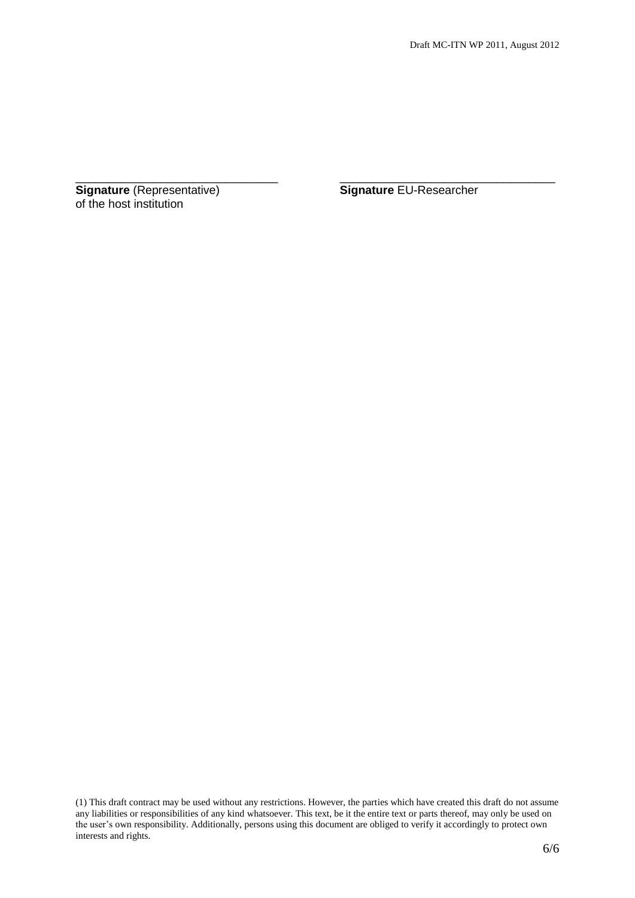\_\_\_\_\_\_\_\_\_\_\_\_\_\_\_\_\_\_\_\_\_\_\_\_\_\_\_\_\_\_\_\_
**Signature** (Representative)
of the host institution

\_\_\_\_\_\_\_\_\_\_\_\_\_\_\_\_\_\_\_\_\_\_\_\_\_\_\_\_\_\_\_\_\_\_
**Signature** EU-Researcher

(1) This draft contract may be used without any restrictions. However, the parties which have created this draft do not assume any liabilities or responsibilities of any kind whatsoever. This text, be it the entire text or parts thereof, may only be used on the user's own responsibility. Additionally, persons using this document are obliged to verify it accordingly to protect own interests and rights.